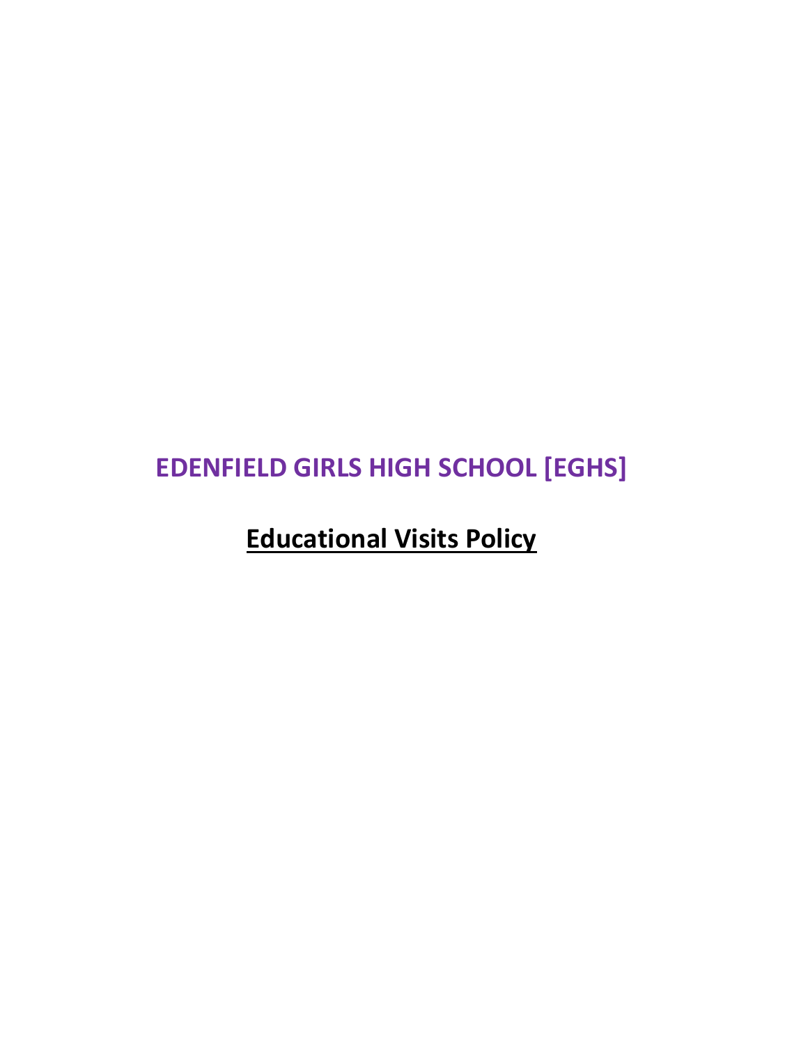# EDENFIELD GIRLS HIGH SCHOOL [EGHS]

## Educational Visits Policy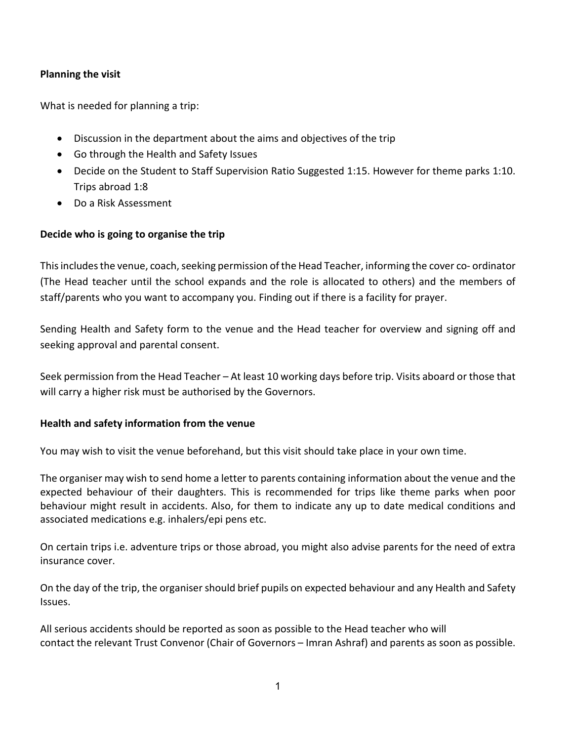**Planning the visit**

What is needed for planning a trip:

- Discussion in the department about the aims and objectives of the trip
- Go through the Health and Safety Issues
- Decide on the Student to Staff Supervision Ratio Suggested 1:15. However for theme parks 1:10. Trips abroad 1:8
- Do a Risk Assessment

**Decide who is going to organise the trip**

This includes the venue, coach, seeking permission of the Head Teacher, informing the cover co- ordinator (The Head teacher until the school expands and the role is allocated to others) and the members of staff/parents who you want to accompany you. Finding out if there is a facility for prayer.

Sending Health and Safety form to the venue and the Head teacher for overview and signing off and seeking approval and parental consent.

Seek permission from the Head Teacher – At least 10 working days before trip. Visits aboard or those that will carry a higher risk must be authorised by the Governors.

**Health and safety information from the venue**

You may wish to visit the venue beforehand, but this visit should take place in your own time.

The organiser may wish to send home a letter to parents containing information about the venue and the expected behaviour of their daughters. This is recommended for trips like theme parks when poor behaviour might result in accidents. Also, for them to indicate any up to date medical conditions and associated medications e.g. inhalers/epi pens etc.

On certain trips i.e. adventure trips or those abroad, you might also advise parents for the need of extra insurance cover.

On the day of the trip, the organiser should brief pupils on expected behaviour and any Health and Safety Issues.

All serious accidents should be reported as soon as possible to the Head teacher who will contact the relevant Trust Convenor (Chair of Governors – Imran Ashraf) and parents as soon as possible.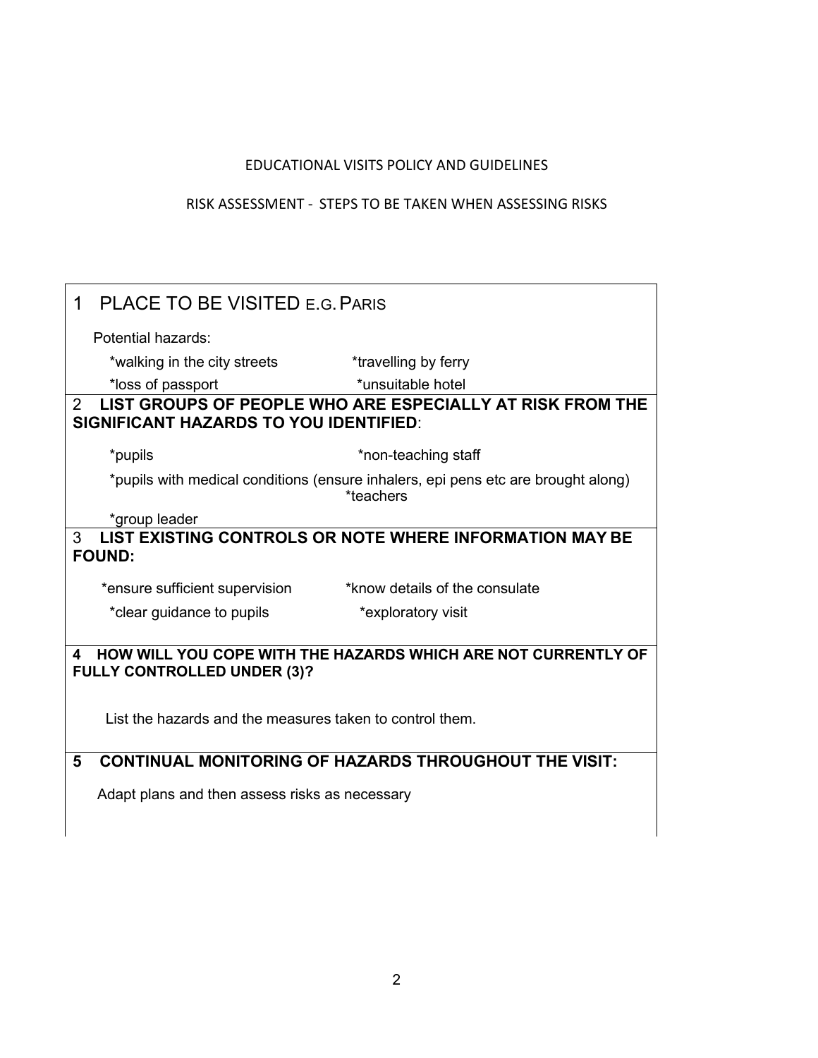EDUCATIONAL VISITS POLICY AND GUIDELINES

RISK ASSESSMENT - STEPS TO BE TAKEN WHEN ASSESSING RISKS

## 1 PLACE TO BE VISITED E.G. PARIS

Potential hazards:

*walking in the city streets
*travelling by ferry
*loss of passport
*unsuitable hotel

## 2 LIST GROUPS OF PEOPLE WHO ARE ESPECIALLY AT RISK FROM THE SIGNIFICANT HAZARDS TO YOU IDENTIFIED:

*pupils
*non-teaching staff
*pupils with medical conditions (ensure inhalers, epi pens etc are brought along)
*teachers
*group leader

## 3 LIST EXISTING CONTROLS OR NOTE WHERE INFORMATION MAY BE FOUND:

*ensure sufficient supervision
*know details of the consulate
*clear guidance to pupils
*exploratory visit

## 4 HOW WILL YOU COPE WITH THE HAZARDS WHICH ARE NOT CURRENTLY OF FULLY CONTROLLED UNDER (3)?

List the hazards and the measures taken to control them.

## 5 CONTINUAL MONITORING OF HAZARDS THROUGHOUT THE VISIT:

Adapt plans and then assess risks as necessary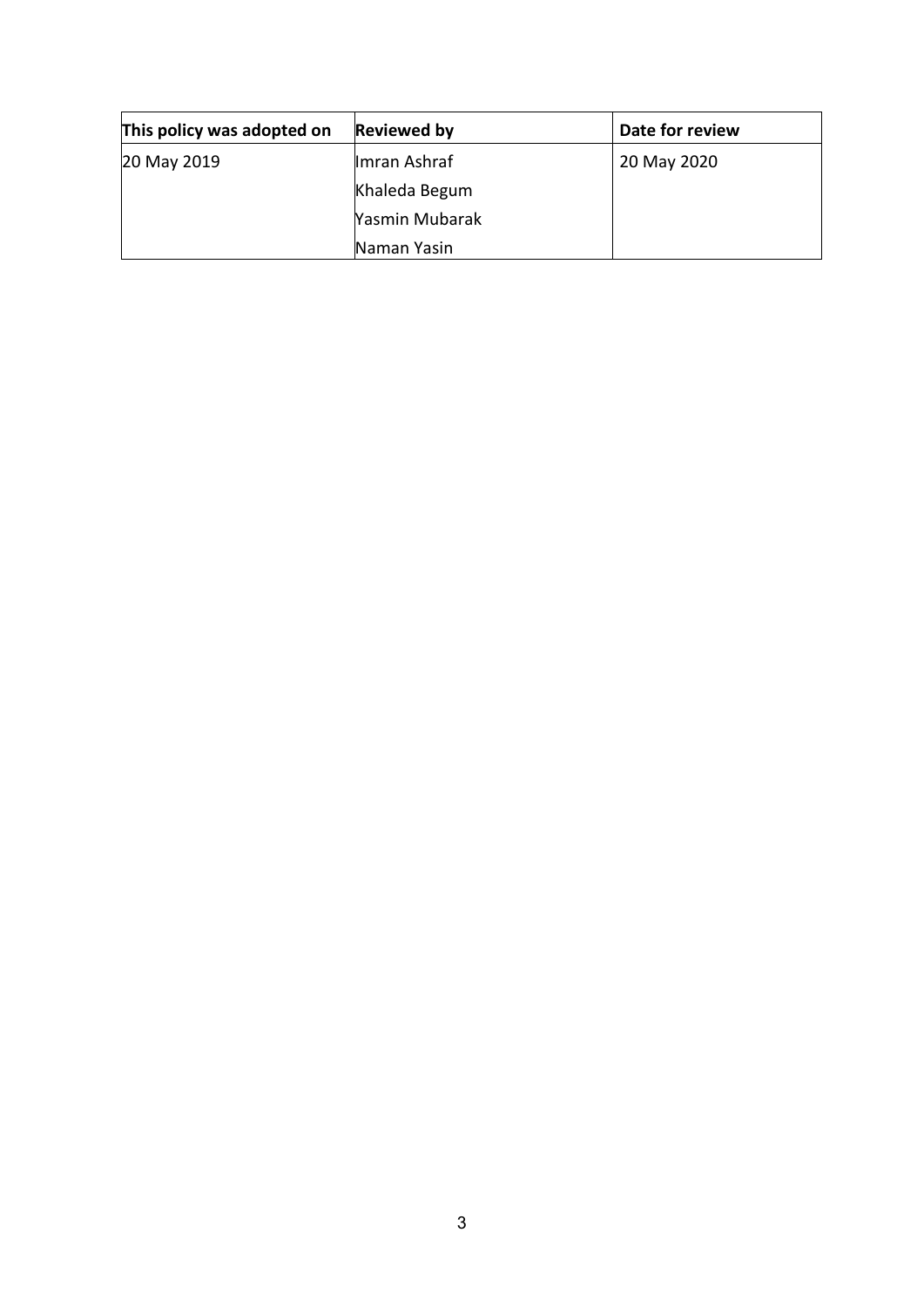| This policy was adopted on | Reviewed by | Date for review |
| --- | --- | --- |
| 20 May 2019 | Imran Ashraf<br>Khaleda Begum<br>Yasmin Mubarak<br>Naman Yasin | 20 May 2020 |